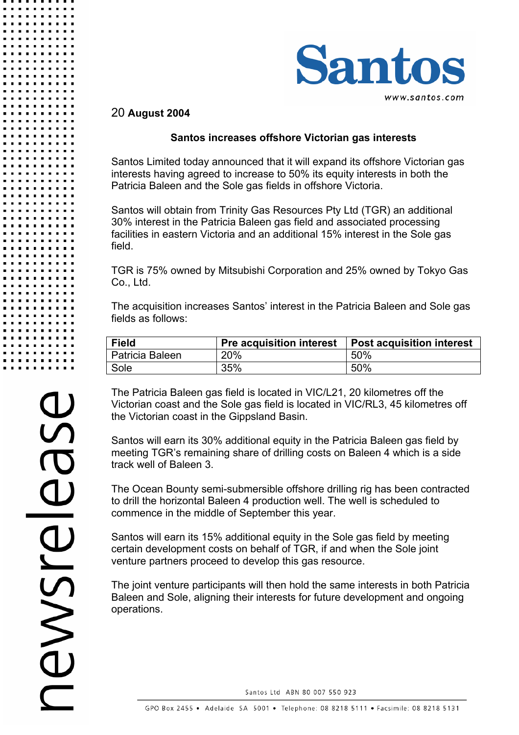20 **August 2004**

## Santos increases offshore Victorian gas interests

Santos Limited today announced that it will expand its offshore Victorian gas interests having agreed to increase to 50% its equity interests in both the Patricia Baleen and the Sole gas fields in offshore Victoria.

Santos will obtain from Trinity Gas Resources Pty Ltd (TGR) an additional 30% interest in the Patricia Baleen gas field and associated processing facilities in eastern Victoria and an additional 15% interest in the Sole gas field.

TGR is 75% owned by Mitsubishi Corporation and 25% owned by Tokyo Gas Co., Ltd.

The acquisition increases Santos' interest in the Patricia Baleen and Sole gas fields as follows:

| Field | Pre acquisition interest | Post acquisition interest |
|---|---|---|
| Patricia Baleen | 20% | 50% |
| Sole | 35% | 50% |

The Patricia Baleen gas field is located in VIC/L21, 20 kilometres off the Victorian coast and the Sole gas field is located in VIC/RL3, 45 kilometres off the Victorian coast in the Gippsland Basin.

Santos will earn its 30% additional equity in the Patricia Baleen gas field by meeting TGR's remaining share of drilling costs on Baleen 4 which is a side track well of Baleen 3.

The Ocean Bounty semi-submersible offshore drilling rig has been contracted to drill the horizontal Baleen 4 production well. The well is scheduled to commence in the middle of September this year.

Santos will earn its 15% additional equity in the Sole gas field by meeting certain development costs on behalf of TGR, if and when the Sole joint venture partners proceed to develop this gas resource.

The joint venture participants will then hold the same interests in both Patricia Baleen and Sole, aligning their interests for future development and ongoing operations.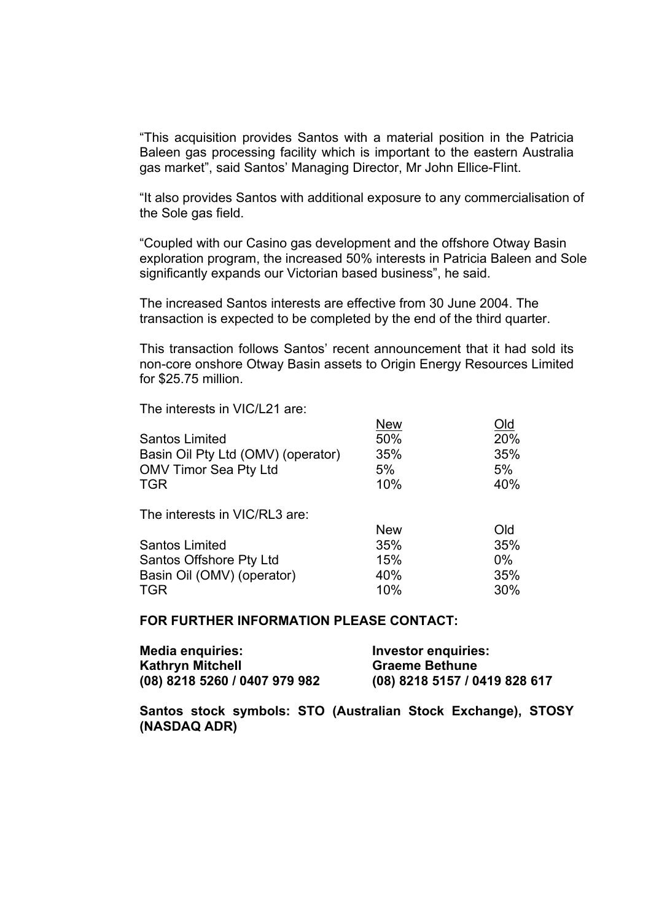"This acquisition provides Santos with a material position in the Patricia Baleen gas processing facility which is important to the eastern Australia gas market", said Santos' Managing Director, Mr John Ellice-Flint.

"It also provides Santos with additional exposure to any commercialisation of the Sole gas field.

"Coupled with our Casino gas development and the offshore Otway Basin exploration program, the increased 50% interests in Patricia Baleen and Sole significantly expands our Victorian based business", he said.

The increased Santos interests are effective from 30 June 2004. The transaction is expected to be completed by the end of the third quarter.

This transaction follows Santos' recent announcement that it had sold its non-core onshore Otway Basin assets to Origin Energy Resources Limited for $25.75 million.

The interests in VIC/L21 are:

| | New | Old |
|---|---|---|
| Santos Limited | 50% | 20% |
| Basin Oil Pty Ltd (OMV) (operator) | 35% | 35% |
| OMV Timor Sea Pty Ltd | 5% | 5% |
| TGR | 10% | 40% |

The interests in VIC/RL3 are:

| | New | Old |
|---|---|---|
| Santos Limited | 35% | 35% |
| Santos Offshore Pty Ltd | 15% | 0% |
| Basin Oil (OMV) (operator) | 40% | 35% |
| TGR | 10% | 30% |

**FOR FURTHER INFORMATION PLEASE CONTACT:**

**Media enquiries:**
**Kathryn Mitchell**
**(08) 8218 5260 / 0407 979 982**

**Investor enquiries:**
**Graeme Bethune**
**(08) 8218 5157 / 0419 828 617**

**Santos stock symbols: STO (Australian Stock Exchange), STOSY (NASDAQ ADR)**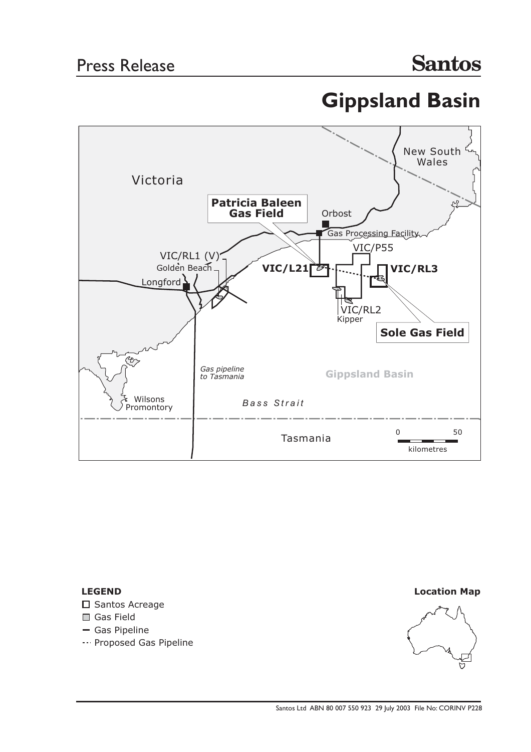Press Release

Santos

# Gippsland Basin

New South Wales

Victoria

Patricia Baleen Gas Field

Orbost

Gas Processing Facility

VIC/P55

VIC/RL1 (V)

Golden Beach

VIC/L21

VIC/RL3

Longford

VIC/RL2

Kipper

Sole Gas Field

Gas pipeline to Tasmania

Gippsland Basin

Wilsons Promontory

Bass Strait

Tasmania

0 50

kilometres

**LEGEND**

- Santos Acreage
- Gas Field
- Gas Pipeline
- Proposed Gas Pipeline

**Location Map**

Santos Ltd ABN 80 007 550 923 29 July 2003 File No: CORINV P228